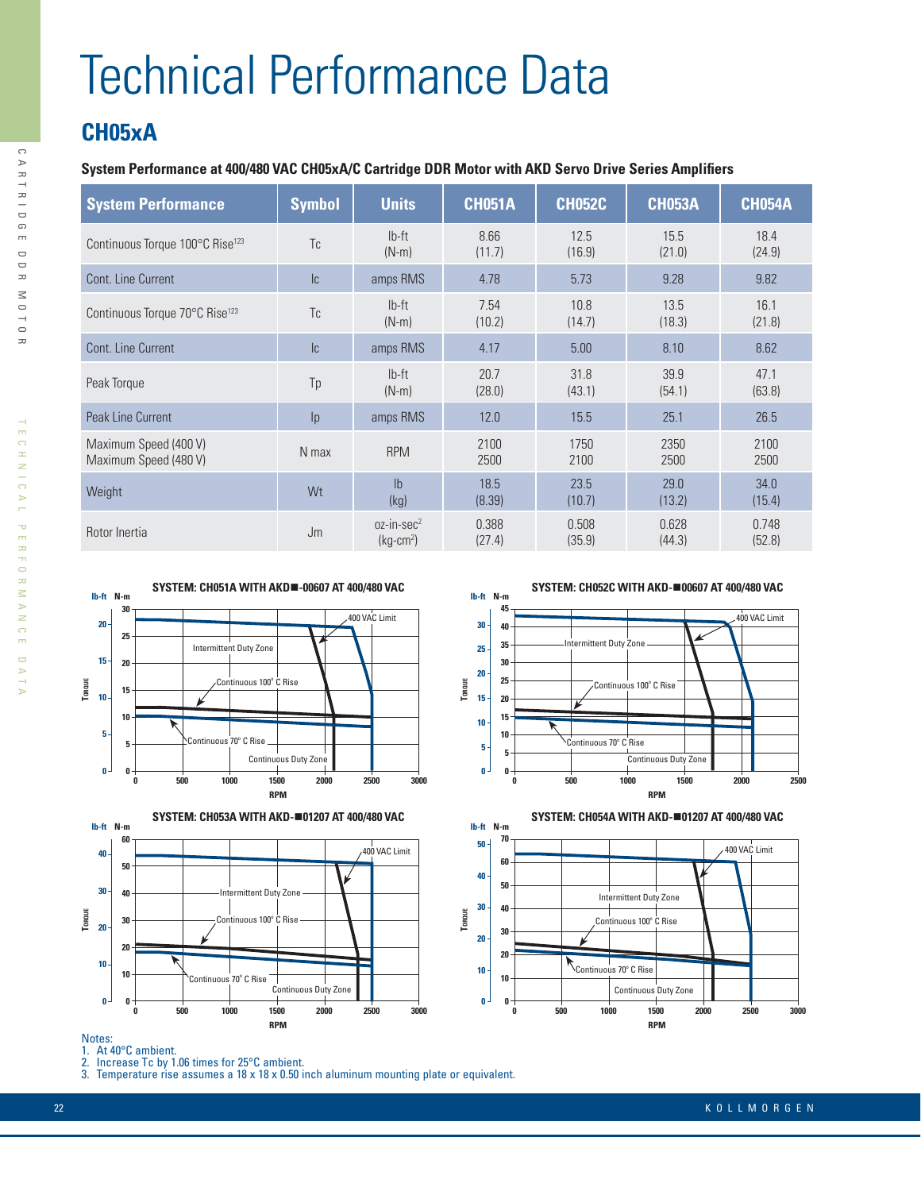# Technical Performance Data

## CH05xA

**System Performance at 400/480 VAC CH05xA/C Cartridge DDR Motor with AKD Servo Drive Series Amplifiers**

| System Performance | Symbol | Units | CH051A | CH052C | CH053A | CH054A |
|---|---|---|---|---|---|---|
| Continuous Torque 100°C Rise[123] | Tc | lb-ft (N-m) | 8.66 (11.7) | 12.5 (16.9) | 15.5 (21.0) | 18.4 (24.9) |
| Cont. Line Current | Ic | amps RMS | 4.78 | 5.73 | 9.28 | 9.82 |
| Continuous Torque 70°C Rise[123] | Tc | lb-ft (N-m) | 7.54 (10.2) | 10.8 (14.7) | 13.5 (18.3) | 16.1 (21.8) |
| Cont. Line Current | Ic | amps RMS | 4.17 | 5.00 | 8.10 | 8.62 |
| Peak Torque | Tp | lb-ft (N-m) | 20.7 (28.0) | 31.8 (43.1) | 39.9 (54.1) | 47.1 (63.8) |
| Peak Line Current | Ip | amps RMS | 12.0 | 15.5 | 25.1 | 26.5 |
| Maximum Speed (400 V)<br>Maximum Speed (480 V) | N max | RPM | 2100<br>2500 | 1750<br>2100 | 2350<br>2500 | 2100<br>2500 |
| Weight | Wt | lb (kg) | 18.5 (8.39) | 23.5 (10.7) | 29.0 (13.2) | 34.0 (15.4) |
| Rotor Inertia | Jm | oz-in-sec$^2$ (kg-cm$^2$) | 0.388 (27.4) | 0.508 (35.9) | 0.628 (44.3) | 0.748 (52.8) |

**SYSTEM: CH051A WITH AKD■-00607 AT 400/480 VAC**

**SYSTEM: CH052C WITH AKD-■00607 AT 400/480 VAC**

**SYSTEM: CH053A WITH AKD-■01207 AT 400/480 VAC**

**SYSTEM: CH054A WITH AKD-■01207 AT 400/480 VAC**

Notes:
1. At 40°C ambient.
2. Increase Tc by 1.06 times for 25°C ambient.
3. Temperature rise assumes a 18 x 18 x 0.50 inch aluminum mounting plate or equivalent.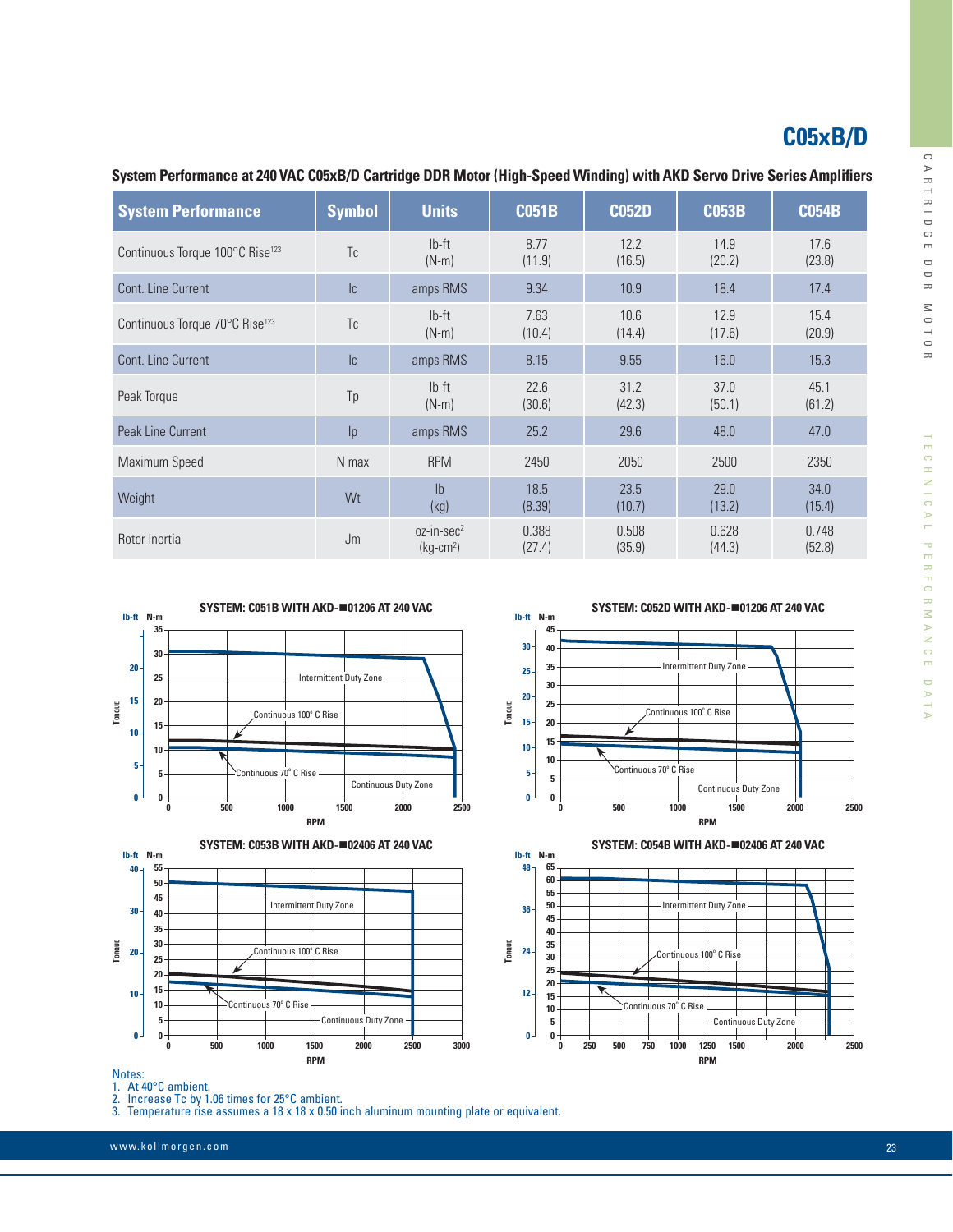# C05xB/D

**System Performance at 240 VAC C05xB/D Cartridge DDR Motor (High-Speed Winding) with AKD Servo Drive Series Amplifiers**

| System Performance | Symbol | Units | C051B | C052D | C053B | C054B |
|---|---|---|---|---|---|---|
| Continuous Torque 100°C Rise[123] | Tc | lb-ft (N-m) | 8.77 (11.9) | 12.2 (16.5) | 14.9 (20.2) | 17.6 (23.8) |
| Cont. Line Current | Ic | amps RMS | 9.34 | 10.9 | 18.4 | 17.4 |
| Continuous Torque 70°C Rise[123] | Tc | lb-ft (N-m) | 7.63 (10.4) | 10.6 (14.4) | 12.9 (17.6) | 15.4 (20.9) |
| Cont. Line Current | Ic | amps RMS | 8.15 | 9.55 | 16.0 | 15.3 |
| Peak Torque | Tp | lb-ft (N-m) | 22.6 (30.6) | 31.2 (42.3) | 37.0 (50.1) | 45.1 (61.2) |
| Peak Line Current | Ip | amps RMS | 25.2 | 29.6 | 48.0 | 47.0 |
| Maximum Speed | N max | RPM | 2450 | 2050 | 2500 | 2350 |
| Weight | Wt | lb (kg) | 18.5 (8.39) | 23.5 (10.7) | 29.0 (13.2) | 34.0 (15.4) |
| Rotor Inertia | Jm | oz-in-sec$^2$ (kg-cm$^2$) | 0.388 (27.4) | 0.508 (35.9) | 0.628 (44.3) | 0.748 (52.8) |

SYSTEM: C051B WITH AKD-■01206 AT 240 VAC

Torque (lb-ft, N-m) vs RPM — Intermittent Duty Zone; Continuous 100° C Rise; Continuous 70° C Rise; Continuous Duty Zone

SYSTEM: C052D WITH AKD-■01206 AT 240 VAC

Torque (lb-ft, N-m) vs RPM — Intermittent Duty Zone; Continuous 100° C Rise; Continuous 70° C Rise; Continuous Duty Zone

SYSTEM: C053B WITH AKD-■02406 AT 240 VAC

Torque (lb-ft, N-m) vs RPM — Intermittent Duty Zone; Continuous 100° C Rise; Continuous 70° C Rise; Continuous Duty Zone

SYSTEM: C054B WITH AKD-■02406 AT 240 VAC

Torque (lb-ft, N-m) vs RPM — Intermittent Duty Zone; Continuous 100° C Rise; Continuous 70° C Rise; Continuous Duty Zone

Notes:
1. At 40°C ambient.
2. Increase Tc by 1.06 times for 25°C ambient.
3. Temperature rise assumes a 18 x 18 x 0.50 inch aluminum mounting plate or equivalent.